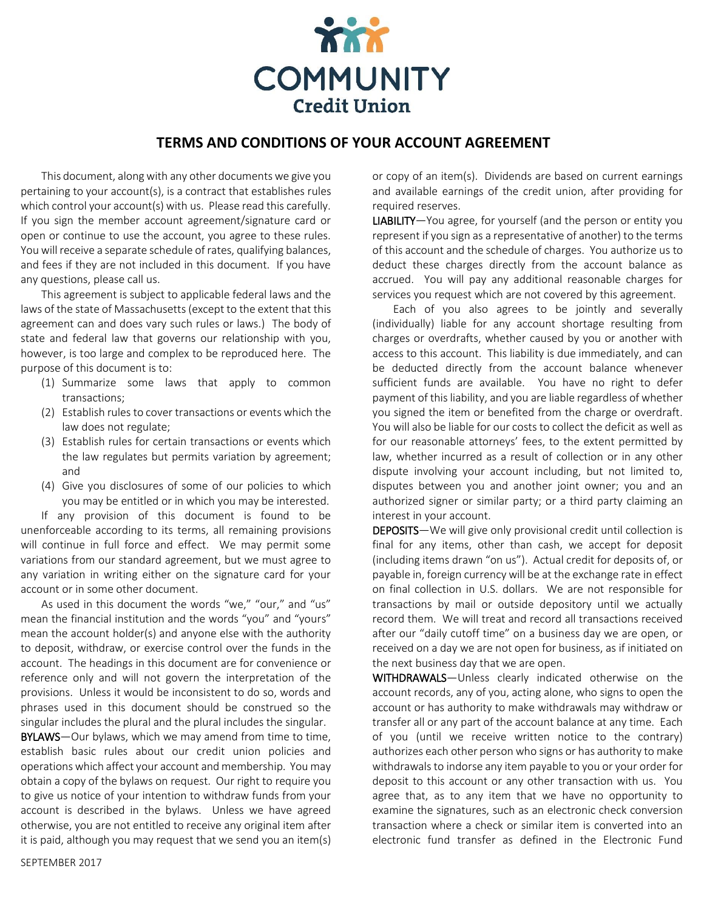# COMMUNITY Credit Union

## TERMS AND CONDITIONS OF YOUR ACCOUNT AGREEMENT

This document, along with any other documents we give you pertaining to your account(s), is a contract that establishes rules which control your account(s) with us. Please read this carefully. If you sign the member account agreement/signature card or open or continue to use the account, you agree to these rules. You will receive a separate schedule of rates, qualifying balances, and fees if they are not included in this document. If you have any questions, please call us.

This agreement is subject to applicable federal laws and the laws of the state of Massachusetts (except to the extent that this agreement can and does vary such rules or laws.) The body of state and federal law that governs our relationship with you, however, is too large and complex to be reproduced here. The purpose of this document is to:

1. Summarize some laws that apply to common transactions;
2. Establish rules to cover transactions or events which the law does not regulate;
3. Establish rules for certain transactions or events which the law regulates but permits variation by agreement; and
4. Give you disclosures of some of our policies to which you may be entitled or in which you may be interested.

If any provision of this document is found to be unenforceable according to its terms, all remaining provisions will continue in full force and effect. We may permit some variations from our standard agreement, but we must agree to any variation in writing either on the signature card for your account or in some other document.

As used in this document the words "we," "our," and "us" mean the financial institution and the words "you" and "yours" mean the account holder(s) and anyone else with the authority to deposit, withdraw, or exercise control over the funds in the account. The headings in this document are for convenience or reference only and will not govern the interpretation of the provisions. Unless it would be inconsistent to do so, words and phrases used in this document should be construed so the singular includes the plural and the plural includes the singular.

BYLAWS—Our bylaws, which we may amend from time to time, establish basic rules about our credit union policies and operations which affect your account and membership. You may obtain a copy of the bylaws on request. Our right to require you to give us notice of your intention to withdraw funds from your account is described in the bylaws. Unless we have agreed otherwise, you are not entitled to receive any original item after it is paid, although you may request that we send you an item(s) or copy of an item(s). Dividends are based on current earnings and available earnings of the credit union, after providing for required reserves.

LIABILITY—You agree, for yourself (and the person or entity you represent if you sign as a representative of another) to the terms of this account and the schedule of charges. You authorize us to deduct these charges directly from the account balance as accrued. You will pay any additional reasonable charges for services you request which are not covered by this agreement.

Each of you also agrees to be jointly and severally (individually) liable for any account shortage resulting from charges or overdrafts, whether caused by you or another with access to this account. This liability is due immediately, and can be deducted directly from the account balance whenever sufficient funds are available. You have no right to defer payment of this liability, and you are liable regardless of whether you signed the item or benefited from the charge or overdraft. You will also be liable for our costs to collect the deficit as well as for our reasonable attorneys' fees, to the extent permitted by law, whether incurred as a result of collection or in any other dispute involving your account including, but not limited to, disputes between you and another joint owner; you and an authorized signer or similar party; or a third party claiming an interest in your account.

DEPOSITS—We will give only provisional credit until collection is final for any items, other than cash, we accept for deposit (including items drawn "on us"). Actual credit for deposits of, or payable in, foreign currency will be at the exchange rate in effect on final collection in U.S. dollars. We are not responsible for transactions by mail or outside depository until we actually record them. We will treat and record all transactions received after our "daily cutoff time" on a business day we are open, or received on a day we are not open for business, as if initiated on the next business day that we are open.

WITHDRAWALS—Unless clearly indicated otherwise on the account records, any of you, acting alone, who signs to open the account or has authority to make withdrawals may withdraw or transfer all or any part of the account balance at any time. Each of you (until we receive written notice to the contrary) authorizes each other person who signs or has authority to make withdrawals to indorse any item payable to you or your order for deposit to this account or any other transaction with us. You agree that, as to any item that we have no opportunity to examine the signatures, such as an electronic check conversion transaction where a check or similar item is converted into an electronic fund transfer as defined in the Electronic Fund

SEPTEMBER 2017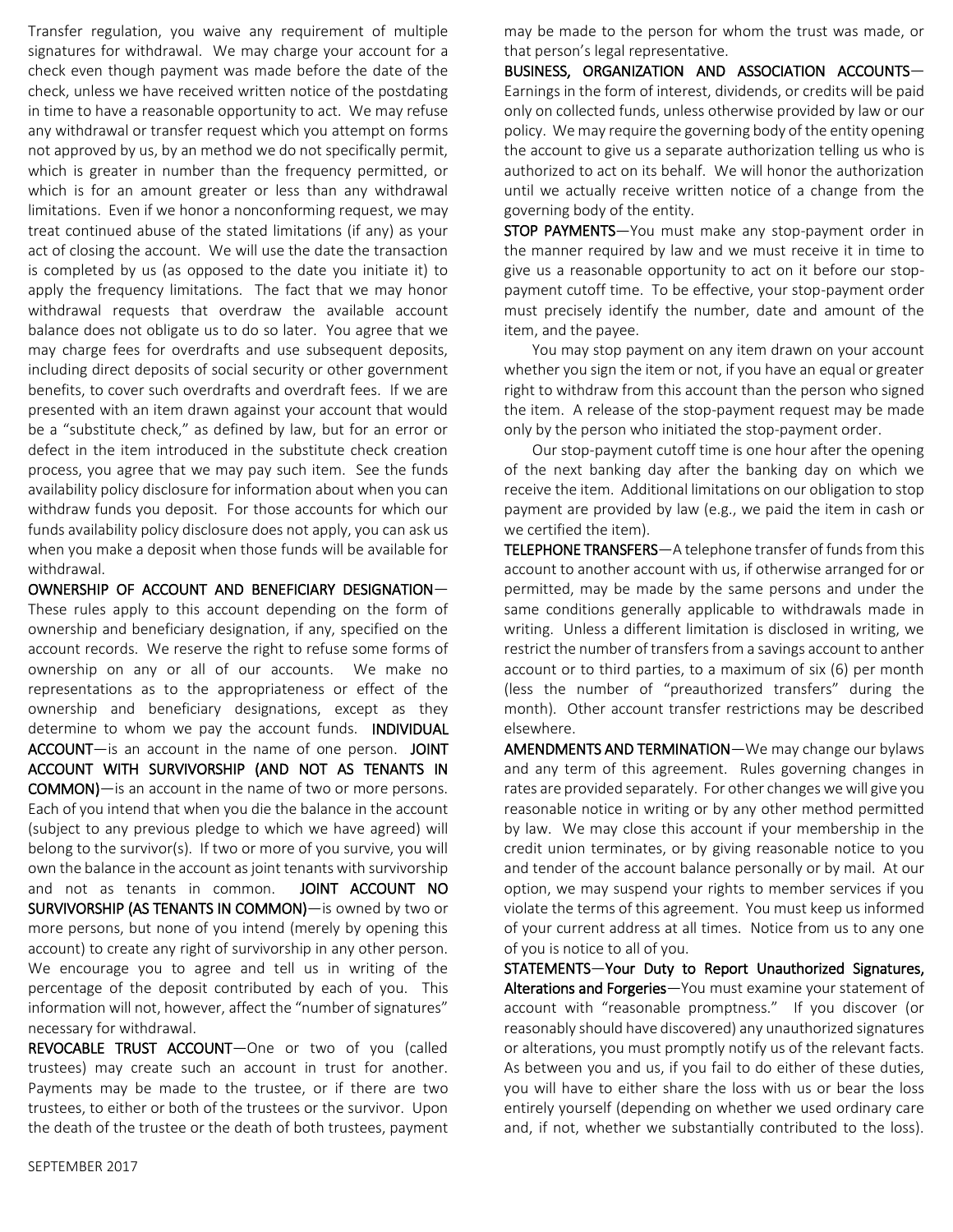Transfer regulation, you waive any requirement of multiple signatures for withdrawal. We may charge your account for a check even though payment was made before the date of the check, unless we have received written notice of the postdating in time to have a reasonable opportunity to act. We may refuse any withdrawal or transfer request which you attempt on forms not approved by us, by an method we do not specifically permit, which is greater in number than the frequency permitted, or which is for an amount greater or less than any withdrawal limitations. Even if we honor a nonconforming request, we may treat continued abuse of the stated limitations (if any) as your act of closing the account. We will use the date the transaction is completed by us (as opposed to the date you initiate it) to apply the frequency limitations. The fact that we may honor withdrawal requests that overdraw the available account balance does not obligate us to do so later. You agree that we may charge fees for overdrafts and use subsequent deposits, including direct deposits of social security or other government benefits, to cover such overdrafts and overdraft fees. If we are presented with an item drawn against your account that would be a "substitute check," as defined by law, but for an error or defect in the item introduced in the substitute check creation process, you agree that we may pay such item. See the funds availability policy disclosure for information about when you can withdraw funds you deposit. For those accounts for which our funds availability policy disclosure does not apply, you can ask us when you make a deposit when those funds will be available for withdrawal.

**OWNERSHIP OF ACCOUNT AND BENEFICIARY DESIGNATION**—These rules apply to this account depending on the form of ownership and beneficiary designation, if any, specified on the account records. We reserve the right to refuse some forms of ownership on any or all of our accounts. We make no representations as to the appropriateness or effect of the ownership and beneficiary designations, except as they determine to whom we pay the account funds. **INDIVIDUAL ACCOUNT**—is an account in the name of one person. **JOINT ACCOUNT WITH SURVIVORSHIP (AND NOT AS TENANTS IN COMMON)**—is an account in the name of two or more persons. Each of you intend that when you die the balance in the account (subject to any previous pledge to which we have agreed) will belong to the survivor(s). If two or more of you survive, you will own the balance in the account as joint tenants with survivorship and not as tenants in common. **JOINT ACCOUNT NO SURVIVORSHIP (AS TENANTS IN COMMON)**—is owned by two or more persons, but none of you intend (merely by opening this account) to create any right of survivorship in any other person. We encourage you to agree and tell us in writing of the percentage of the deposit contributed by each of you. This information will not, however, affect the "number of signatures" necessary for withdrawal.

**REVOCABLE TRUST ACCOUNT**—One or two of you (called trustees) may create such an account in trust for another. Payments may be made to the trustee, or if there are two trustees, to either or both of the trustees or the survivor. Upon the death of the trustee or the death of both trustees, payment may be made to the person for whom the trust was made, or that person's legal representative.

**BUSINESS, ORGANIZATION AND ASSOCIATION ACCOUNTS**—Earnings in the form of interest, dividends, or credits will be paid only on collected funds, unless otherwise provided by law or our policy. We may require the governing body of the entity opening the account to give us a separate authorization telling us who is authorized to act on its behalf. We will honor the authorization until we actually receive written notice of a change from the governing body of the entity.

**STOP PAYMENTS**—You must make any stop-payment order in the manner required by law and we must receive it in time to give us a reasonable opportunity to act on it before our stop-payment cutoff time. To be effective, your stop-payment order must precisely identify the number, date and amount of the item, and the payee.

You may stop payment on any item drawn on your account whether you sign the item or not, if you have an equal or greater right to withdraw from this account than the person who signed the item. A release of the stop-payment request may be made only by the person who initiated the stop-payment order.

Our stop-payment cutoff time is one hour after the opening of the next banking day after the banking day on which we receive the item. Additional limitations on our obligation to stop payment are provided by law (e.g., we paid the item in cash or we certified the item).

**TELEPHONE TRANSFERS**—A telephone transfer of funds from this account to another account with us, if otherwise arranged for or permitted, may be made by the same persons and under the same conditions generally applicable to withdrawals made in writing. Unless a different limitation is disclosed in writing, we restrict the number of transfers from a savings account to anther account or to third parties, to a maximum of six (6) per month (less the number of "preauthorized transfers" during the month). Other account transfer restrictions may be described elsewhere.

**AMENDMENTS AND TERMINATION**—We may change our bylaws and any term of this agreement. Rules governing changes in rates are provided separately. For other changes we will give you reasonable notice in writing or by any other method permitted by law. We may close this account if your membership in the credit union terminates, or by giving reasonable notice to you and tender of the account balance personally or by mail. At our option, we may suspend your rights to member services if you violate the terms of this agreement. You must keep us informed of your current address at all times. Notice from us to any one of you is notice to all of you.

**STATEMENTS**—**Your Duty to Report Unauthorized Signatures, Alterations and Forgeries**—You must examine your statement of account with "reasonable promptness." If you discover (or reasonably should have discovered) any unauthorized signatures or alterations, you must promptly notify us of the relevant facts. As between you and us, if you fail to do either of these duties, you will have to either share the loss with us or bear the loss entirely yourself (depending on whether we used ordinary care and, if not, whether we substantially contributed to the loss).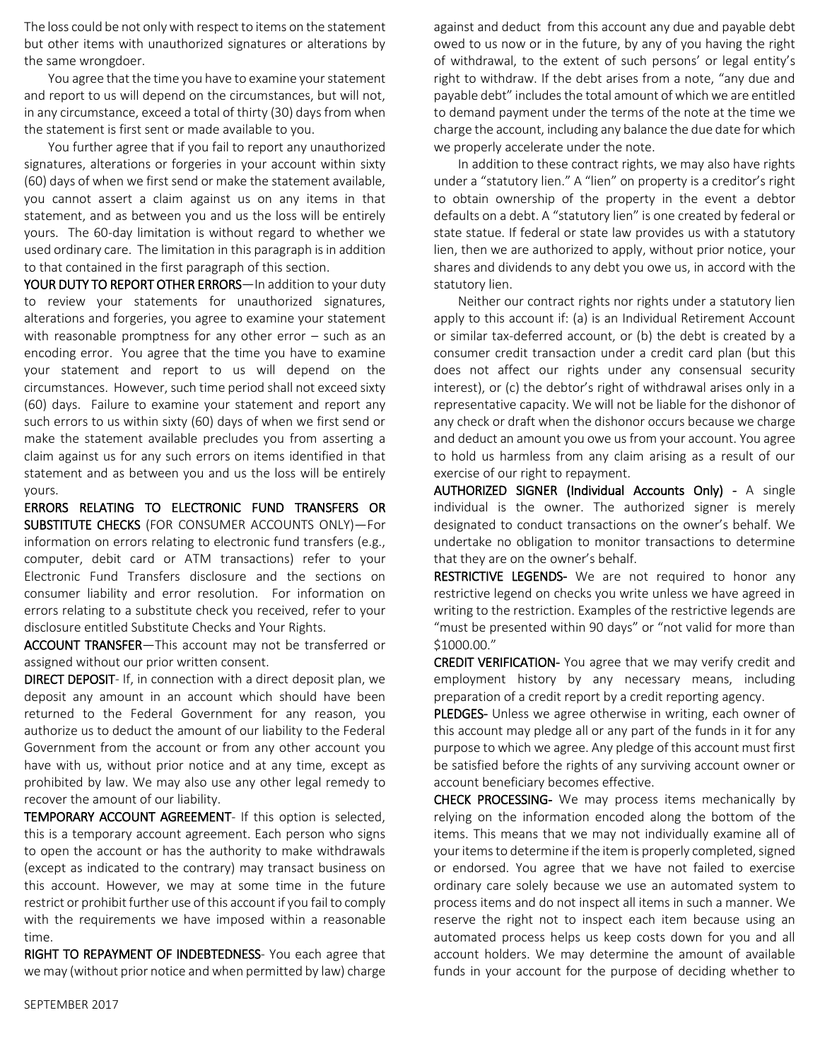The loss could be not only with respect to items on the statement but other items with unauthorized signatures or alterations by the same wrongdoer.

You agree that the time you have to examine your statement and report to us will depend on the circumstances, but will not, in any circumstance, exceed a total of thirty (30) days from when the statement is first sent or made available to you.

You further agree that if you fail to report any unauthorized signatures, alterations or forgeries in your account within sixty (60) days of when we first send or make the statement available, you cannot assert a claim against us on any items in that statement, and as between you and us the loss will be entirely yours. The 60-day limitation is without regard to whether we used ordinary care. The limitation in this paragraph is in addition to that contained in the first paragraph of this section.

**YOUR DUTY TO REPORT OTHER ERRORS**—In addition to your duty to review your statements for unauthorized signatures, alterations and forgeries, you agree to examine your statement with reasonable promptness for any other error – such as an encoding error. You agree that the time you have to examine your statement and report to us will depend on the circumstances. However, such time period shall not exceed sixty (60) days. Failure to examine your statement and report any such errors to us within sixty (60) days of when we first send or make the statement available precludes you from asserting a claim against us for any such errors on items identified in that statement and as between you and us the loss will be entirely yours.

**ERRORS RELATING TO ELECTRONIC FUND TRANSFERS OR SUBSTITUTE CHECKS** (FOR CONSUMER ACCOUNTS ONLY)—For information on errors relating to electronic fund transfers (e.g., computer, debit card or ATM transactions) refer to your Electronic Fund Transfers disclosure and the sections on consumer liability and error resolution. For information on errors relating to a substitute check you received, refer to your disclosure entitled Substitute Checks and Your Rights.

**ACCOUNT TRANSFER**—This account may not be transferred or assigned without our prior written consent.

**DIRECT DEPOSIT**- If, in connection with a direct deposit plan, we deposit any amount in an account which should have been returned to the Federal Government for any reason, you authorize us to deduct the amount of our liability to the Federal Government from the account or from any other account you have with us, without prior notice and at any time, except as prohibited by law. We may also use any other legal remedy to recover the amount of our liability.

**TEMPORARY ACCOUNT AGREEMENT**- If this option is selected, this is a temporary account agreement. Each person who signs to open the account or has the authority to make withdrawals (except as indicated to the contrary) may transact business on this account. However, we may at some time in the future restrict or prohibit further use of this account if you fail to comply with the requirements we have imposed within a reasonable time.

**RIGHT TO REPAYMENT OF INDEBTEDNESS**- You each agree that we may (without prior notice and when permitted by law) charge against and deduct from this account any due and payable debt owed to us now or in the future, by any of you having the right of withdrawal, to the extent of such persons' or legal entity's right to withdraw. If the debt arises from a note, "any due and payable debt" includes the total amount of which we are entitled to demand payment under the terms of the note at the time we charge the account, including any balance the due date for which we properly accelerate under the note.

In addition to these contract rights, we may also have rights under a "statutory lien." A "lien" on property is a creditor's right to obtain ownership of the property in the event a debtor defaults on a debt. A "statutory lien" is one created by federal or state statue. If federal or state law provides us with a statutory lien, then we are authorized to apply, without prior notice, your shares and dividends to any debt you owe us, in accord with the statutory lien.

Neither our contract rights nor rights under a statutory lien apply to this account if: (a) is an Individual Retirement Account or similar tax-deferred account, or (b) the debt is created by a consumer credit transaction under a credit card plan (but this does not affect our rights under any consensual security interest), or (c) the debtor's right of withdrawal arises only in a representative capacity. We will not be liable for the dishonor of any check or draft when the dishonor occurs because we charge and deduct an amount you owe us from your account. You agree to hold us harmless from any claim arising as a result of our exercise of our right to repayment.

**AUTHORIZED SIGNER (Individual Accounts Only)** - A single individual is the owner. The authorized signer is merely designated to conduct transactions on the owner's behalf. We undertake no obligation to monitor transactions to determine that they are on the owner's behalf.

**RESTRICTIVE LEGENDS**- We are not required to honor any restrictive legend on checks you write unless we have agreed in writing to the restriction. Examples of the restrictive legends are "must be presented within 90 days" or "not valid for more than $1000.00."

**CREDIT VERIFICATION**- You agree that we may verify credit and employment history by any necessary means, including preparation of a credit report by a credit reporting agency.

**PLEDGES**- Unless we agree otherwise in writing, each owner of this account may pledge all or any part of the funds in it for any purpose to which we agree. Any pledge of this account must first be satisfied before the rights of any surviving account owner or account beneficiary becomes effective.

**CHECK PROCESSING**- We may process items mechanically by relying on the information encoded along the bottom of the items. This means that we may not individually examine all of your items to determine if the item is properly completed, signed or endorsed. You agree that we have not failed to exercise ordinary care solely because we use an automated system to process items and do not inspect all items in such a manner. We reserve the right not to inspect each item because using an automated process helps us keep costs down for you and all account holders. We may determine the amount of available funds in your account for the purpose of deciding whether to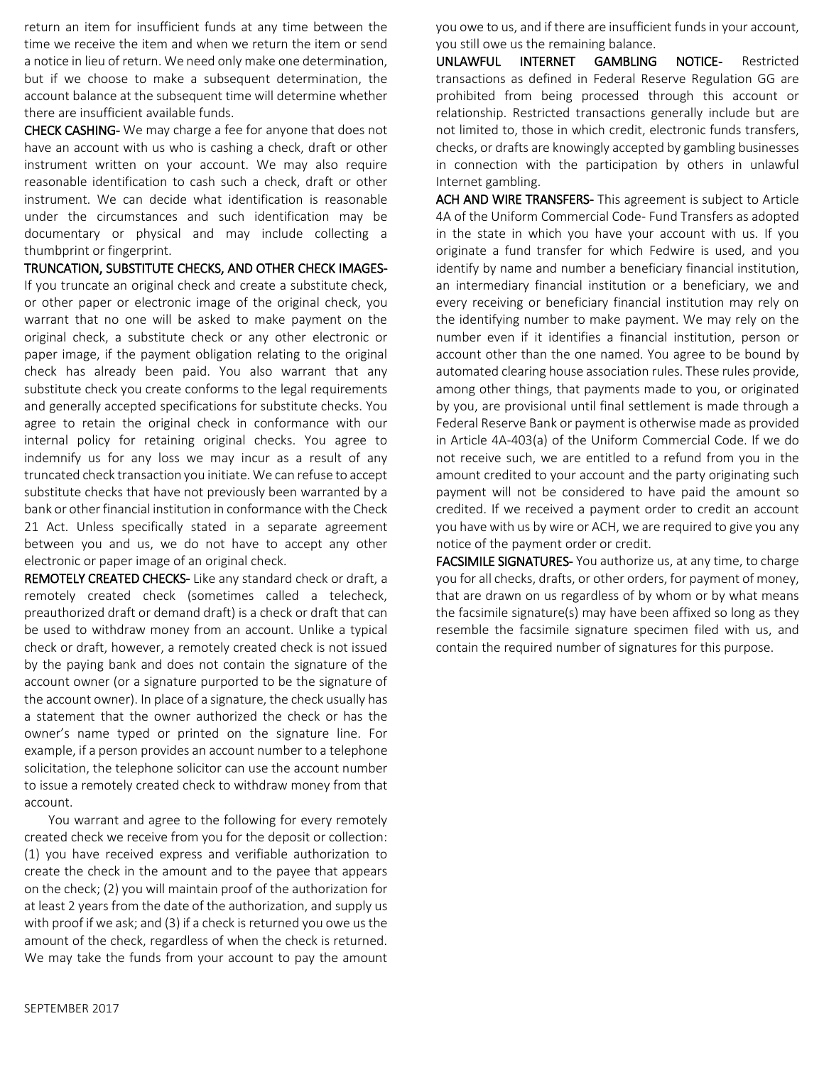return an item for insufficient funds at any time between the time we receive the item and when we return the item or send a notice in lieu of return. We need only make one determination, but if we choose to make a subsequent determination, the account balance at the subsequent time will determine whether there are insufficient available funds.

**CHECK CASHING-** We may charge a fee for anyone that does not have an account with us who is cashing a check, draft or other instrument written on your account. We may also require reasonable identification to cash such a check, draft or other instrument. We can decide what identification is reasonable under the circumstances and such identification may be documentary or physical and may include collecting a thumbprint or fingerprint.

**TRUNCATION, SUBSTITUTE CHECKS, AND OTHER CHECK IMAGES-** If you truncate an original check and create a substitute check, or other paper or electronic image of the original check, you warrant that no one will be asked to make payment on the original check, a substitute check or any other electronic or paper image, if the payment obligation relating to the original check has already been paid. You also warrant that any substitute check you create conforms to the legal requirements and generally accepted specifications for substitute checks. You agree to retain the original check in conformance with our internal policy for retaining original checks. You agree to indemnify us for any loss we may incur as a result of any truncated check transaction you initiate. We can refuse to accept substitute checks that have not previously been warranted by a bank or other financial institution in conformance with the Check 21 Act. Unless specifically stated in a separate agreement between you and us, we do not have to accept any other electronic or paper image of an original check.

**REMOTELY CREATED CHECKS-** Like any standard check or draft, a remotely created check (sometimes called a telecheck, preauthorized draft or demand draft) is a check or draft that can be used to withdraw money from an account. Unlike a typical check or draft, however, a remotely created check is not issued by the paying bank and does not contain the signature of the account owner (or a signature purported to be the signature of the account owner). In place of a signature, the check usually has a statement that the owner authorized the check or has the owner's name typed or printed on the signature line. For example, if a person provides an account number to a telephone solicitation, the telephone solicitor can use the account number to issue a remotely created check to withdraw money from that account.

You warrant and agree to the following for every remotely created check we receive from you for the deposit or collection: (1) you have received express and verifiable authorization to create the check in the amount and to the payee that appears on the check; (2) you will maintain proof of the authorization for at least 2 years from the date of the authorization, and supply us with proof if we ask; and (3) if a check is returned you owe us the amount of the check, regardless of when the check is returned. We may take the funds from your account to pay the amount you owe to us, and if there are insufficient funds in your account, you still owe us the remaining balance.

**UNLAWFUL INTERNET GAMBLING NOTICE-** Restricted transactions as defined in Federal Reserve Regulation GG are prohibited from being processed through this account or relationship. Restricted transactions generally include but are not limited to, those in which credit, electronic funds transfers, checks, or drafts are knowingly accepted by gambling businesses in connection with the participation by others in unlawful Internet gambling.

**ACH AND WIRE TRANSFERS-** This agreement is subject to Article 4A of the Uniform Commercial Code- Fund Transfers as adopted in the state in which you have your account with us. If you originate a fund transfer for which Fedwire is used, and you identify by name and number a beneficiary financial institution, an intermediary financial institution or a beneficiary, we and every receiving or beneficiary financial institution may rely on the identifying number to make payment. We may rely on the number even if it identifies a financial institution, person or account other than the one named. You agree to be bound by automated clearing house association rules. These rules provide, among other things, that payments made to you, or originated by you, are provisional until final settlement is made through a Federal Reserve Bank or payment is otherwise made as provided in Article 4A-403(a) of the Uniform Commercial Code. If we do not receive such, we are entitled to a refund from you in the amount credited to your account and the party originating such payment will not be considered to have paid the amount so credited. If we received a payment order to credit an account you have with us by wire or ACH, we are required to give you any notice of the payment order or credit.

**FACSIMILE SIGNATURES-** You authorize us, at any time, to charge you for all checks, drafts, or other orders, for payment of money, that are drawn on us regardless of by whom or by what means the facsimile signature(s) may have been affixed so long as they resemble the facsimile signature specimen filed with us, and contain the required number of signatures for this purpose.

SEPTEMBER 2017